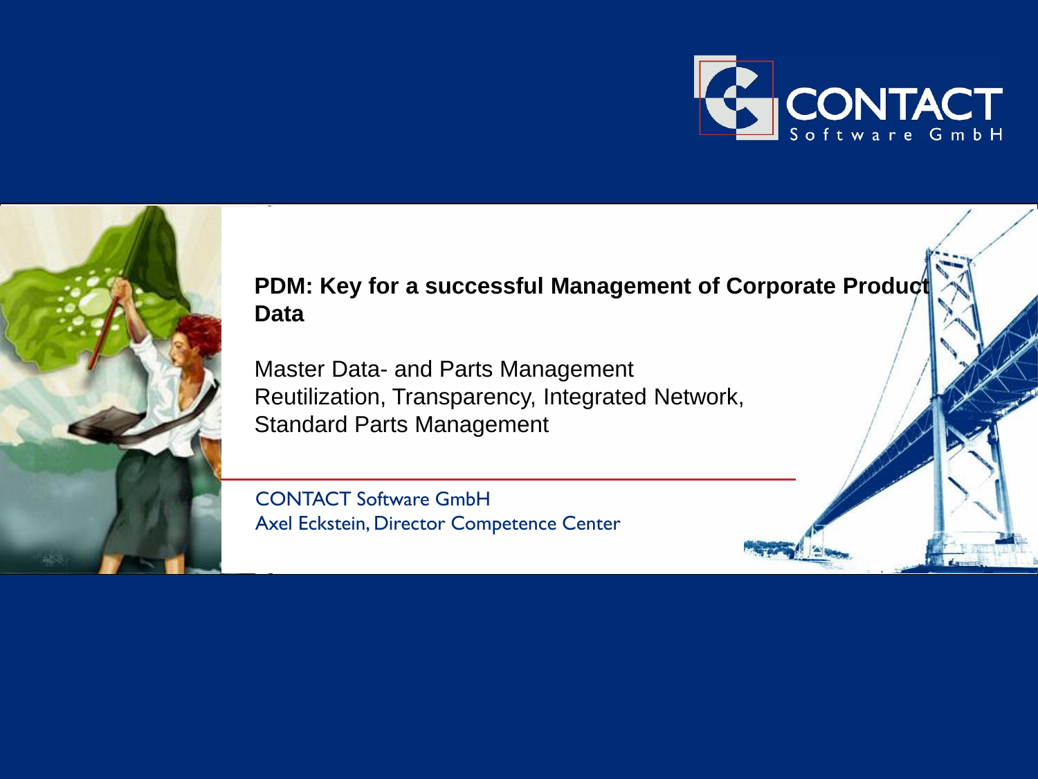CONTACT Software GmbH

# PDM: Key for a successful Management of Corporate Product Data

Master Data- and Parts Management
Reutilization, Transparency, Integrated Network,
Standard Parts Management

CONTACT Software GmbH
Axel Eckstein, Director Competence Center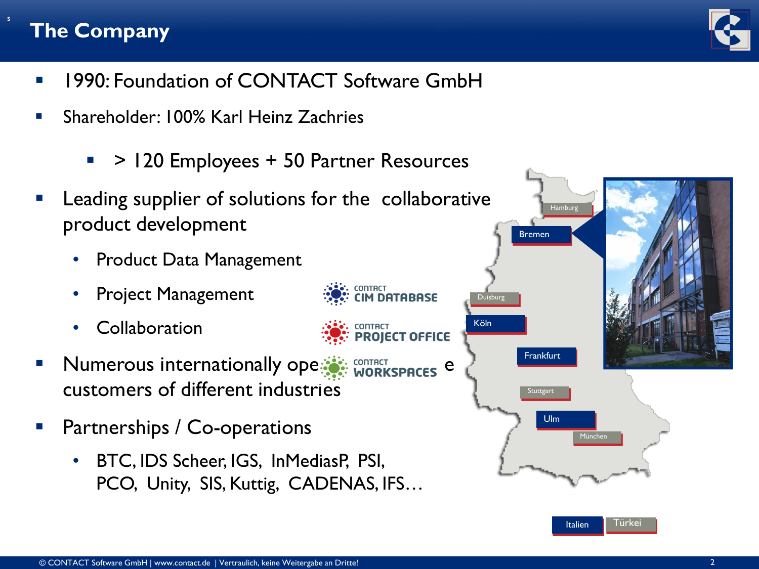# The Company

- 1990: Foundation of CONTACT Software GmbH
- Shareholder: 100% Karl Heinz Zachries
  - > 120 Employees + 50 Partner Resources
- Leading supplier of solutions for the collaborative product development
  - Product Data Management
  - Project Management
  - Collaboration
- Numerous internationally operating customers of different industries
- Partnerships / Co-operations
  - BTC, IDS Scheer, IGS, InMediasP, PSI, PCO, Unity, SIS, Kuttig, CADENAS, IFS…

CONTACT CIM DATABASE

CONTACT PROJECT OFFICE

CONTACT WORKSPACES

Hamburg, Bremen, Duisburg, Köln, Frankfurt, Stuttgart, Ulm, München

Italien, Türkei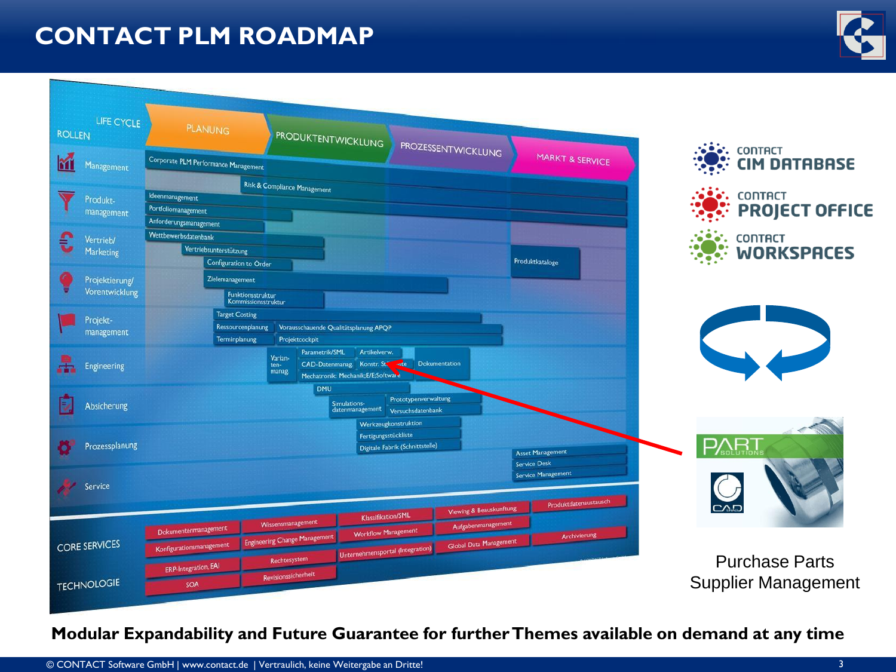# CONTACT PLM ROADMAP

| ROLLEN / LIFE CYCLE | PLANUNG | PRODUKTENTWICKLUNG | PROZESSENTWICKLUNG | MARKT & SERVICE |
|---|---|---|---|---|
| Management | Corporate PLM Performance Management; Risk & Compliance Management | | | |
| Produkt-management | Ideenmanagement; Portfoliomanagement; Anforderungsmanagement | | | |
| Vertrieb/ Marketing | Wettbewerbsdatenbank; Vertriebsunterstützung; Configuration to Order | | | Produktkataloge |
| Projektierung/ Vorentwicklung | Zielemanagement; Funktionsstruktur Kommissionsstruktur | | | |
| Projekt-management | Target Costing; Ressourcenplanung; Terminplanung | Vorausschauende Qualitätsplanung APQP; Projektcockpit | | |
| Engineering | | Varian-ten-manag.; Parametrik/SML; Artikelverw.; CAD-Datenmanag.; Konstr. Stückliste; Dokumentation; Mechatronik: Mechanik;E/E;Software | | |
| Absicherung | | DMU; Simulations-datenmanagement; Prototypenverwaltung; Versuchsdatenbank | | |
| Prozessplanung | | Werkzeugkonstruktion; Fertigungsstückliste; Digitale Fabrik (Schnittstelle) | | Asset Management; Service Desk; Service Management |
| Service | | | | |

**CORE SERVICES:** Dokumentenmanagement, Konfigurationsmanagement, Wissensmanagement, Engineering Change Management, Klassifikation/SML, Workflow Management, Unternehmensportal (Integration), Viewing & Beauskunftung, Aufgabenmanagement, Global Data Management, Produktdatenaustausch, Archivierung

**TECHNOLOGIE:** ERP-Integration, EAI, SOA, Rechtesystem, Revisionssicherheit

CONTACT CIM DATABASE

CONTACT PROJECT OFFICE

CONTACT WORKSPACES

PART SOLUTIONS

CADENAS

Purchase Parts Supplier Management

**Modular Expandability and Future Guarantee for further Themes available on demand at any time**

© CONTACT Software GmbH | www.contact.de | Vertraulich, keine Weitergabe an Dritte!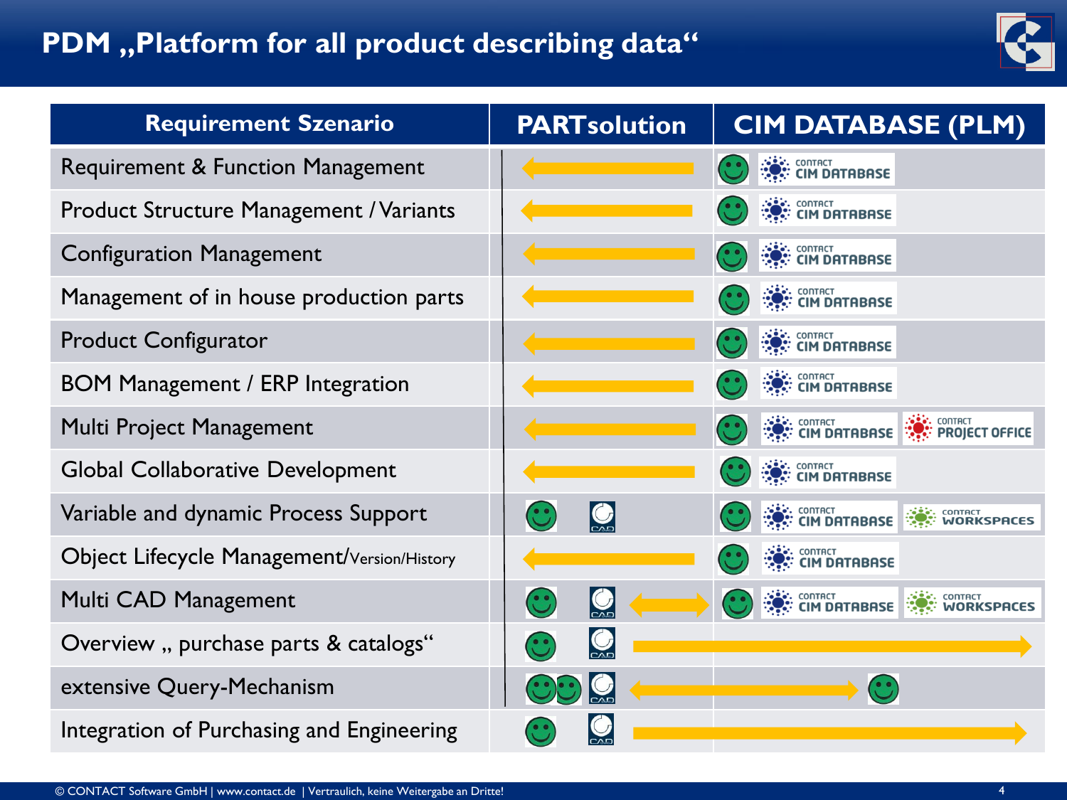# PDM „Platform for all product describing data“

| Requirement Szenario | PARTsolution | CIM DATABASE (PLM) |
|---|---|---|
| Requirement & Function Management | ← | ☺ CONTACT CIM DATABASE |
| Product Structure Management / Variants | ← | ☺ CONTACT CIM DATABASE |
| Configuration Management | ← | ☺ CONTACT CIM DATABASE |
| Management of in house production parts | ← | ☺ CONTACT CIM DATABASE |
| Product Configurator | ← | ☺ CONTACT CIM DATABASE |
| BOM Management / ERP Integration | ← | ☺ CONTACT CIM DATABASE |
| Multi Project Management | ← | ☺ CONTACT CIM DATABASE, CONTACT PROJECT OFFICE |
| Global Collaborative Development | ← | ☺ CONTACT CIM DATABASE |
| Variable and dynamic Process Support | ☺ CAD | ☺ CONTACT CIM DATABASE, CONTACT WORKSPACES |
| Object Lifecycle Management/Version/History | ← | ☺ CONTACT CIM DATABASE |
| Multi CAD Management | ☺ CAD ↔ | ☺ CONTACT CIM DATABASE, CONTACT WORKSPACES |
| Overview „ purchase parts & catalogs“ | ☺ CAD → | → |
| extensive Query-Mechanism | ☺☺ CAD ↔ | ↔ ☺ |
| Integration of Purchasing and Engineering | ☺ CAD → | → |

© CONTACT Software GmbH | www.contact.de | Vertraulich, keine Weitergabe an Dritte!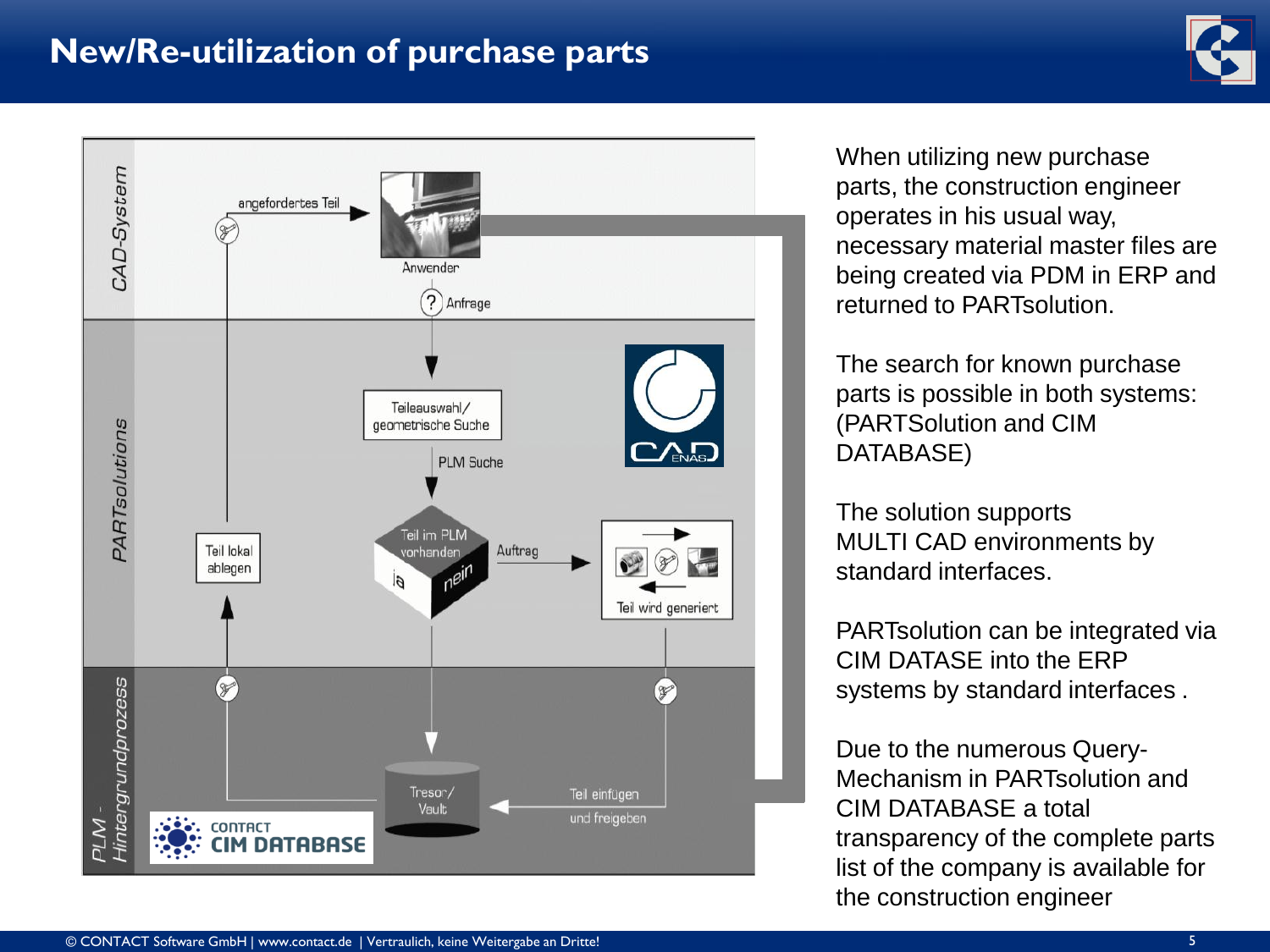# New/Re-utilization of purchase parts

CAD-System

angefordertes Teil

Anwender

Anfrage

PARTsolutions

Teileauswahl/ geometrische Suche

PLM Suche

Teil lokal ablegen

Teil im PLM vorhanden

ja

nein

Auftrag

Teil wird generiert

PLM - Hintergrundprozess

Tresor/ Vault

Teil einfügen und freigeben

CONTACT CIM DATABASE

When utilizing new purchase parts, the construction engineer operates in his usual way, necessary material master files are being created via PDM in ERP and returned to PARTsolution.

The search for known purchase parts is possible in both systems: (PARTSolution and CIM DATABASE)

The solution supports MULTI CAD environments by standard interfaces.

PARTsolution can be integrated via CIM DATASE into the ERP systems by standard interfaces .

Due to the numerous Query-Mechanism in PARTsolution and CIM DATABASE a total transparency of the complete parts list of the company is available for the construction engineer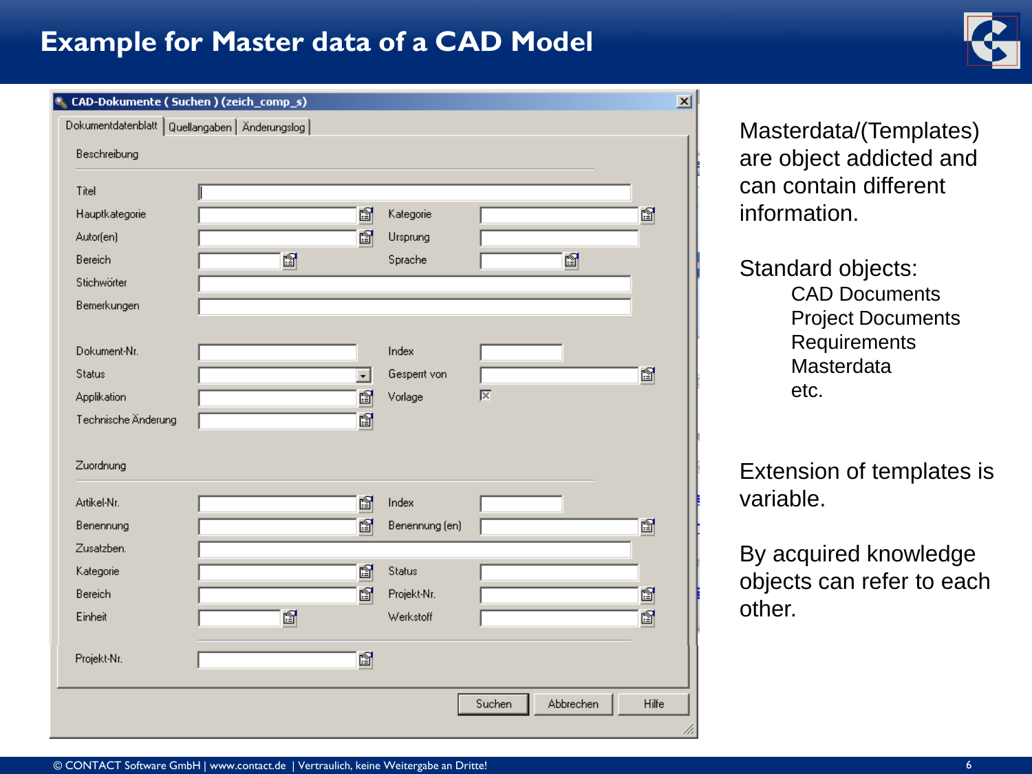# Example for Master data of a CAD Model

**CAD-Dokumente ( Suchen ) (zeich_comp_s)**

Dokumentdatenblatt | Quellangaben | Änderungslog

Beschreibung

| | | | |
|---|---|---|---|
| Titel | | | |
| Hauptkategorie | | Kategorie | |
| Autor(en) | | Ursprung | |
| Bereich | | Sprache | |
| Stichwörter | | | |
| Bemerkungen | | | |
| Dokument-Nr. | | Index | |
| Status | | Gesperrt von | |
| Applikation | | Vorlage | |
| Technische Änderung | | | |

Zuordnung

| | | | |
|---|---|---|---|
| Artikel-Nr. | | Index | |
| Benennung | | Benennung (en) | |
| Zusatzben. | | | |
| Kategorie | | Status | |
| Bereich | | Projekt-Nr. | |
| Einheit | | Werkstoff | |

Projekt-Nr.

Suchen | Abbrechen | Hilfe

Masterdata/(Templates) are object addicted and can contain different information.

Standard objects:
- CAD Documents
- Project Documents
- Requirements
- Masterdata
- etc.

Extension of templates is variable.

By acquired knowledge objects can refer to each other.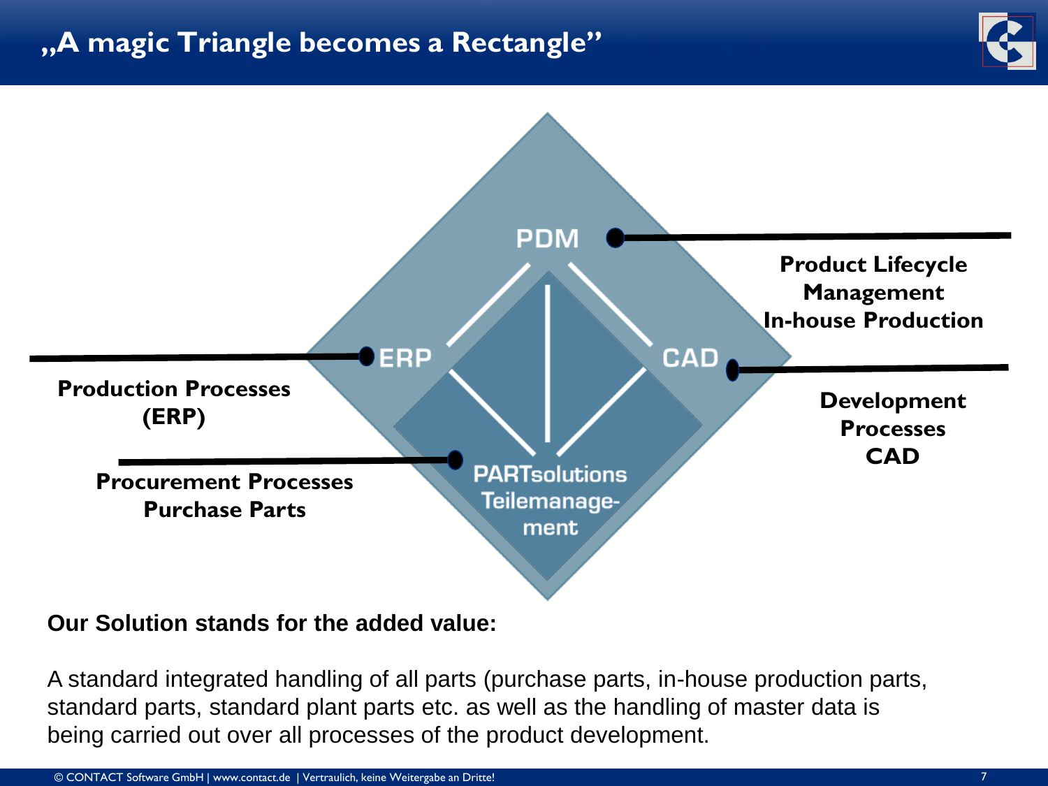# „A magic Triangle becomes a Rectangle"

PDM

ERP

CAD

PARTsolutions Teilemanage-ment

Product Lifecycle Management In-house Production

Production Processes (ERP)

Development Processes CAD

Procurement Processes Purchase Parts

**Our Solution stands for the added value:**

A standard integrated handling of all parts (purchase parts, in-house production parts, standard parts, standard plant parts etc. as well as the handling of master data is being carried out over all processes of the product development.